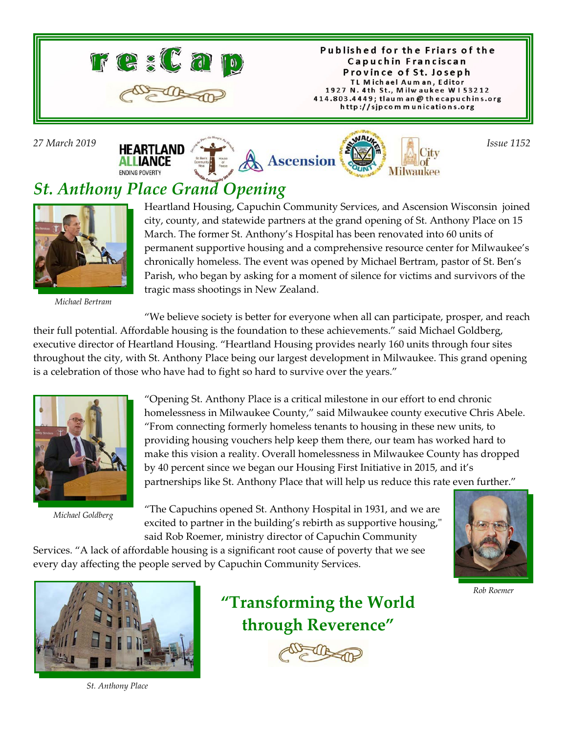# re:Cap

Published for the Friars of the Capuchin Franciscan Province of St. Joseph
TL Michael Auman, Editor
1927 N. 4th St., Milwaukee WI 53212
414.803.4449; tlauman@thecapuchins.org
http://sjpcommunications.org

*27 March 2019* *Issue 1152*

## *St. Anthony Place Grand Opening*

Heartland Housing, Capuchin Community Services, and Ascension Wisconsin joined city, county, and statewide partners at the grand opening of St. Anthony Place on 15 March. The former St. Anthony's Hospital has been renovated into 60 units of permanent supportive housing and a comprehensive resource center for Milwaukee's chronically homeless. The event was opened by Michael Bertram, pastor of St. Ben's Parish, who began by asking for a moment of silence for victims and survivors of the tragic mass shootings in New Zealand.

*Michael Bertram*

"We believe society is better for everyone when all can participate, prosper, and reach their full potential. Affordable housing is the foundation to these achievements." said Michael Goldberg, executive director of Heartland Housing. "Heartland Housing provides nearly 160 units through four sites throughout the city, with St. Anthony Place being our largest development in Milwaukee. This grand opening is a celebration of those who have had to fight so hard to survive over the years."

"Opening St. Anthony Place is a critical milestone in our effort to end chronic homelessness in Milwaukee County," said Milwaukee county executive Chris Abele. "From connecting formerly homeless tenants to housing in these new units, to providing housing vouchers help keep them there, our team has worked hard to make this vision a reality. Overall homelessness in Milwaukee County has dropped by 40 percent since we began our Housing First Initiative in 2015, and it's partnerships like St. Anthony Place that will help us reduce this rate even further."

*Michael Goldberg*

"The Capuchins opened St. Anthony Hospital in 1931, and we are excited to partner in the building's rebirth as supportive housing," said Rob Roemer, ministry director of Capuchin Community Services. "A lack of affordable housing is a significant root cause of poverty that we see every day affecting the people served by Capuchin Community Services.

*Rob Roemer*

*St. Anthony Place*

**"Transforming the World through Reverence"**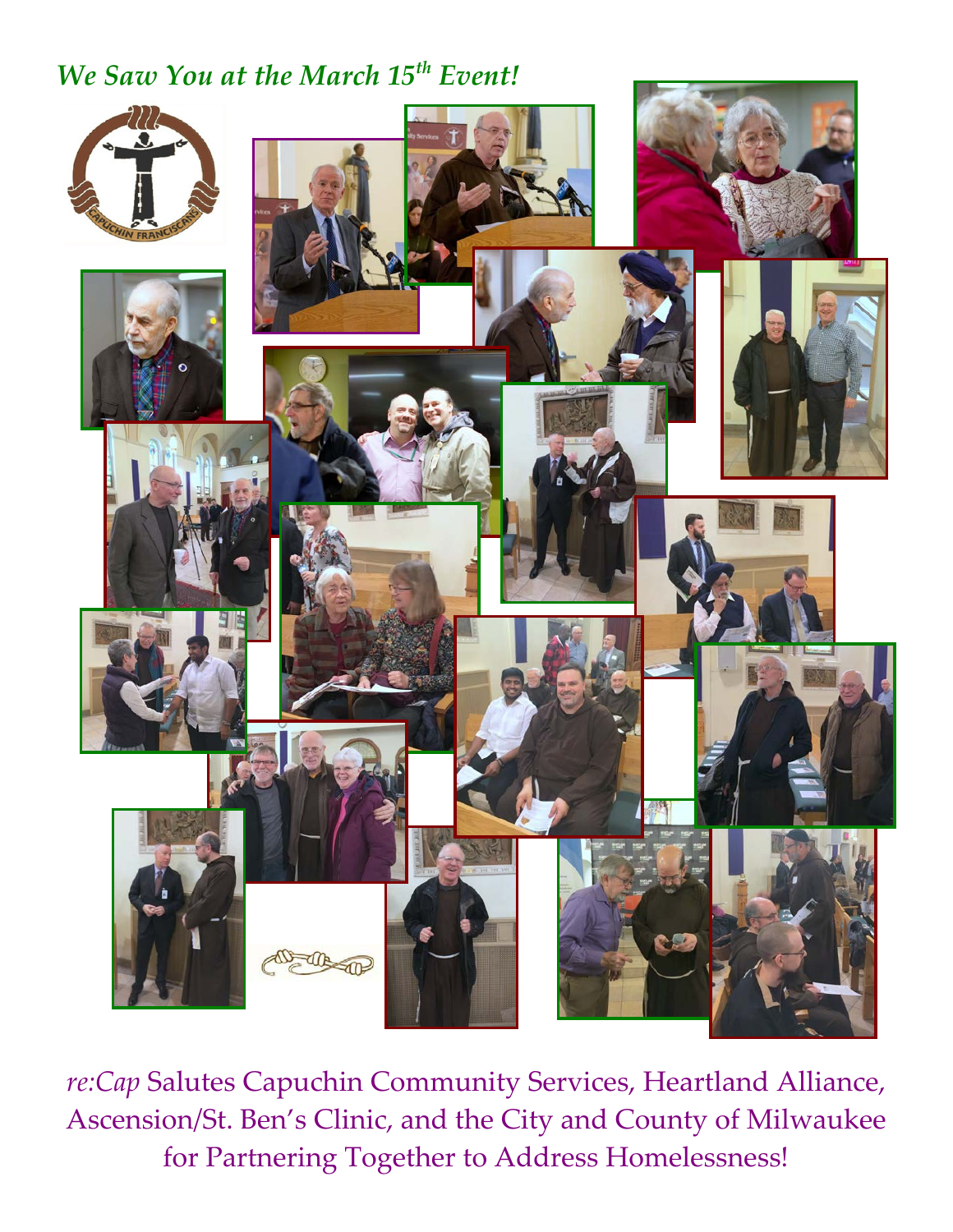## *We Saw You at the March 15th Event!*

*re:Cap* Salutes Capuchin Community Services, Heartland Alliance, Ascension/St. Ben's Clinic, and the City and County of Milwaukee for Partnering Together to Address Homelessness!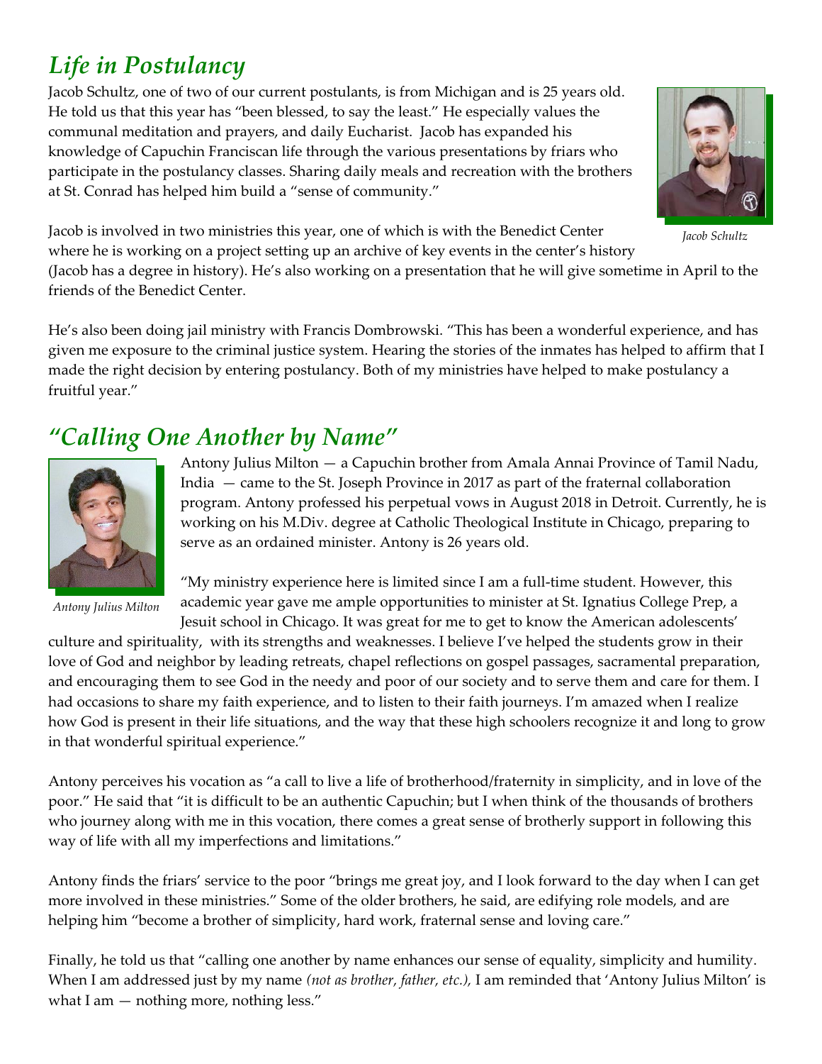## *Life in Postulancy*

Jacob Schultz, one of two of our current postulants, is from Michigan and is 25 years old. He told us that this year has "been blessed, to say the least." He especially values the communal meditation and prayers, and daily Eucharist. Jacob has expanded his knowledge of Capuchin Franciscan life through the various presentations by friars who participate in the postulancy classes. Sharing daily meals and recreation with the brothers at St. Conrad has helped him build a "sense of community."

*Jacob Schultz*

Jacob is involved in two ministries this year, one of which is with the Benedict Center where he is working on a project setting up an archive of key events in the center's history (Jacob has a degree in history). He's also working on a presentation that he will give sometime in April to the friends of the Benedict Center.

He's also been doing jail ministry with Francis Dombrowski. "This has been a wonderful experience, and has given me exposure to the criminal justice system. Hearing the stories of the inmates has helped to affirm that I made the right decision by entering postulancy. Both of my ministries have helped to make postulancy a fruitful year."

## *"Calling One Another by Name"*

*Antony Julius Milton*

Antony Julius Milton — a Capuchin brother from Amala Annai Province of Tamil Nadu, India — came to the St. Joseph Province in 2017 as part of the fraternal collaboration program. Antony professed his perpetual vows in August 2018 in Detroit. Currently, he is working on his M.Div. degree at Catholic Theological Institute in Chicago, preparing to serve as an ordained minister. Antony is 26 years old.

"My ministry experience here is limited since I am a full-time student. However, this academic year gave me ample opportunities to minister at St. Ignatius College Prep, a Jesuit school in Chicago. It was great for me to get to know the American adolescents' culture and spirituality, with its strengths and weaknesses. I believe I've helped the students grow in their love of God and neighbor by leading retreats, chapel reflections on gospel passages, sacramental preparation, and encouraging them to see God in the needy and poor of our society and to serve them and care for them. I had occasions to share my faith experience, and to listen to their faith journeys. I'm amazed when I realize how God is present in their life situations, and the way that these high schoolers recognize it and long to grow in that wonderful spiritual experience."

Antony perceives his vocation as "a call to live a life of brotherhood/fraternity in simplicity, and in love of the poor." He said that "it is difficult to be an authentic Capuchin; but I when think of the thousands of brothers who journey along with me in this vocation, there comes a great sense of brotherly support in following this way of life with all my imperfections and limitations."

Antony finds the friars' service to the poor "brings me great joy, and I look forward to the day when I can get more involved in these ministries." Some of the older brothers, he said, are edifying role models, and are helping him "become a brother of simplicity, hard work, fraternal sense and loving care."

Finally, he told us that "calling one another by name enhances our sense of equality, simplicity and humility. When I am addressed just by my name *(not as brother, father, etc.)*, I am reminded that 'Antony Julius Milton' is what I am — nothing more, nothing less."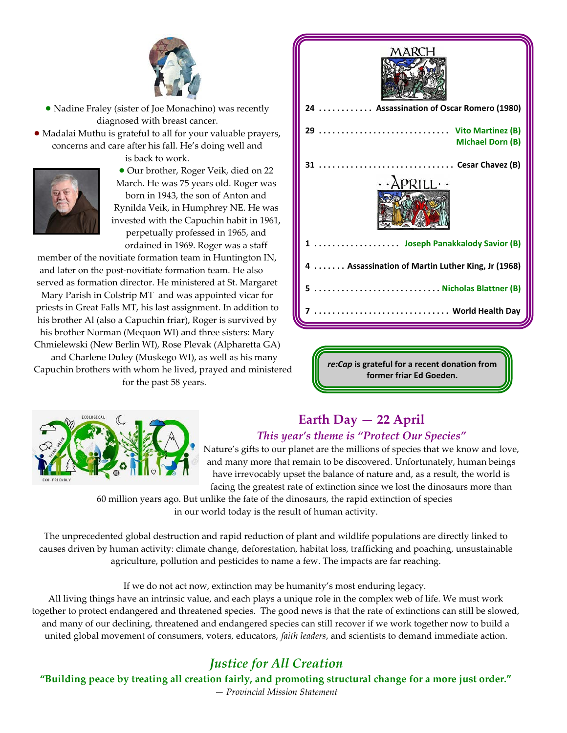- Nadine Fraley (sister of Joe Monachino) was recently diagnosed with breast cancer.
- Madalai Muthu is grateful to all for your valuable prayers, concerns and care after his fall. He's doing well and is back to work.
- Our brother, Roger Veik, died on 22 March. He was 75 years old. Roger was born in 1943, the son of Anton and Rynilda Veik, in Humphrey NE. He was invested with the Capuchin habit in 1961, perpetually professed in 1965, and ordained in 1969. Roger was a staff member of the novitiate formation team in Huntington IN, and later on the post-novitiate formation team. He also served as formation director. He ministered at St. Margaret Mary Parish in Colstrip MT and was appointed vicar for priests in Great Falls MT, his last assignment. In addition to his brother Al (also a Capuchin friar), Roger is survived by his brother Norman (Mequon WI) and three sisters: Mary Chmielewski (New Berlin WI), Rose Plevak (Alpharetta GA) and Charlene Duley (Muskego WI), as well as his many Capuchin brothers with whom he lived, prayed and ministered for the past 58 years.

## MARCH

**24** ........... **Assassination of Oscar Romero (1980)**

**29** ........... **Vito Martinez (B)**
**Michael Dorn (B)**

**31** ........... **Cesar Chavez (B)**

## APRILL

**1** ........... **Joseph Panakkalody Savior (B)**

**4** ........... **Assassination of Martin Luther King, Jr (1968)**

**5** ........... **Nicholas Blattner (B)**

**7** ........... **World Health Day**

***re:Cap*** **is grateful for a recent donation from former friar Ed Goeden.**

## Earth Day — 22 April

### *This year's theme is "Protect Our Species"*

Nature's gifts to our planet are the millions of species that we know and love, and many more that remain to be discovered. Unfortunately, human beings have irrevocably upset the balance of nature and, as a result, the world is facing the greatest rate of extinction since we lost the dinosaurs more than 60 million years ago. But unlike the fate of the dinosaurs, the rapid extinction of species in our world today is the result of human activity.

The unprecedented global destruction and rapid reduction of plant and wildlife populations are directly linked to causes driven by human activity: climate change, deforestation, habitat loss, trafficking and poaching, unsustainable agriculture, pollution and pesticides to name a few. The impacts are far reaching.

If we do not act now, extinction may be humanity's most enduring legacy.
All living things have an intrinsic value, and each plays a unique role in the complex web of life. We must work together to protect endangered and threatened species. The good news is that the rate of extinctions can still be slowed, and many of our declining, threatened and endangered species can still recover if we work together now to build a united global movement of consumers, voters, educators, *faith leaders*, and scientists to demand immediate action.

## *Justice for All Creation*

**"Building peace by treating all creation fairly, and promoting structural change for a more just order."**
*— Provincial Mission Statement*